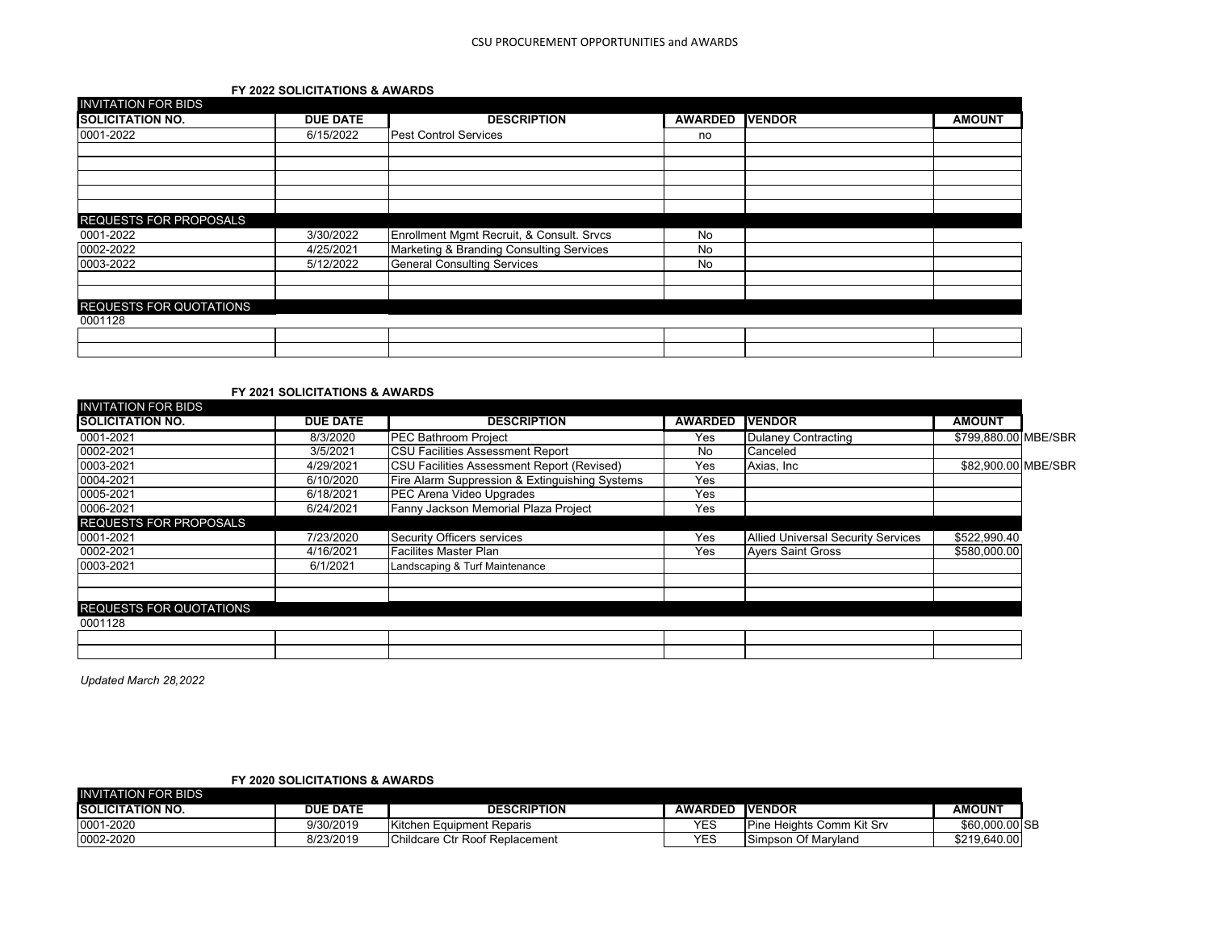# CSU PROCUREMENT OPPORTUNITIES and AWARDS

### FY 2022 SOLICITATIONS & AWARDS

| SOLICITATION NO. | DUE DATE | DESCRIPTION | AWARDED | VENDOR | AMOUNT |
|---|---|---|---|---|---|
| **INVITATION FOR BIDS** | | | | | |
| 0001-2022 | 6/15/2022 | Pest Control Services | no | | |
| | | | | | |
| | | | | | |
| | | | | | |
| | | | | | |
| | | | | | |
| **REQUESTS FOR PROPOSALS** | | | | | |
| 0001-2022 | 3/30/2022 | Enrollment Mgmt Recruit, & Consult. Srvcs | No | | |
| 0002-2022 | 4/25/2021 | Marketing & Branding Consulting Services | No | | |
| 0003-2022 | 5/12/2022 | General Consulting Services | No | | |
| | | | | | |
| | | | | | |
| **REQUESTS FOR QUOTATIONS** | | | | | |
| 0001128 | | | | | |
| | | | | | |
| | | | | | |

### FY 2021 SOLICITATIONS & AWARDS

| SOLICITATION NO. | DUE DATE | DESCRIPTION | AWARDED | VENDOR | AMOUNT | |
|---|---|---|---|---|---|---|
| **INVITATION FOR BIDS** | | | | | | |
| 0001-2021 | 8/3/2020 | PEC Bathroom Project | Yes | Dulaney Contracting | $799,880.00 | MBE/SBR |
| 0002-2021 | 3/5/2021 | CSU Facilities Assessment Report | No | Canceled | | |
| 0003-2021 | 4/29/2021 | CSU Facilities Assessment Report (Revised) | Yes | Axias, Inc | $82,900.00 | MBE/SBR |
| 0004-2021 | 6/10/2020 | Fire Alarm Suppression & Extinguishing Systems | Yes | | | |
| 0005-2021 | 6/18/2021 | PEC Arena Video Upgrades | Yes | | | |
| 0006-2021 | 6/24/2021 | Fanny Jackson Memorial Plaza Project | Yes | | | |
| **REQUESTS FOR PROPOSALS** | | | | | | |
| 0001-2021 | 7/23/2020 | Security Officers services | Yes | Allied Universal Security Services | $522,990.40 | |
| 0002-2021 | 4/16/2021 | Facilites Master Plan | Yes | Ayers Saint Gross | $580,000.00 | |
| 0003-2021 | 6/1/2021 | Landscaping & Turf Maintenance | | | | |
| | | | | | | |
| | | | | | | |
| **REQUESTS FOR QUOTATIONS** | | | | | | |
| 0001128 | | | | | | |
| | | | | | | |
| | | | | | | |

*Updated March 28,2022*

### FY 2020 SOLICITATIONS & AWARDS

| SOLICITATION NO. | DUE DATE | DESCRIPTION | AWARDED | VENDOR | AMOUNT | |
|---|---|---|---|---|---|---|
| **INVITATION FOR BIDS** | | | | | | |
| 0001-2020 | 9/30/2019 | Kitchen Equipment Reparis | YES | Pine Heights Comm Kit Srv | $60,000.00 | SB |
| 0002-2020 | 8/23/2019 | Childcare Ctr Roof Replacement | YES | Simpson Of Maryland | $219,640.00 | |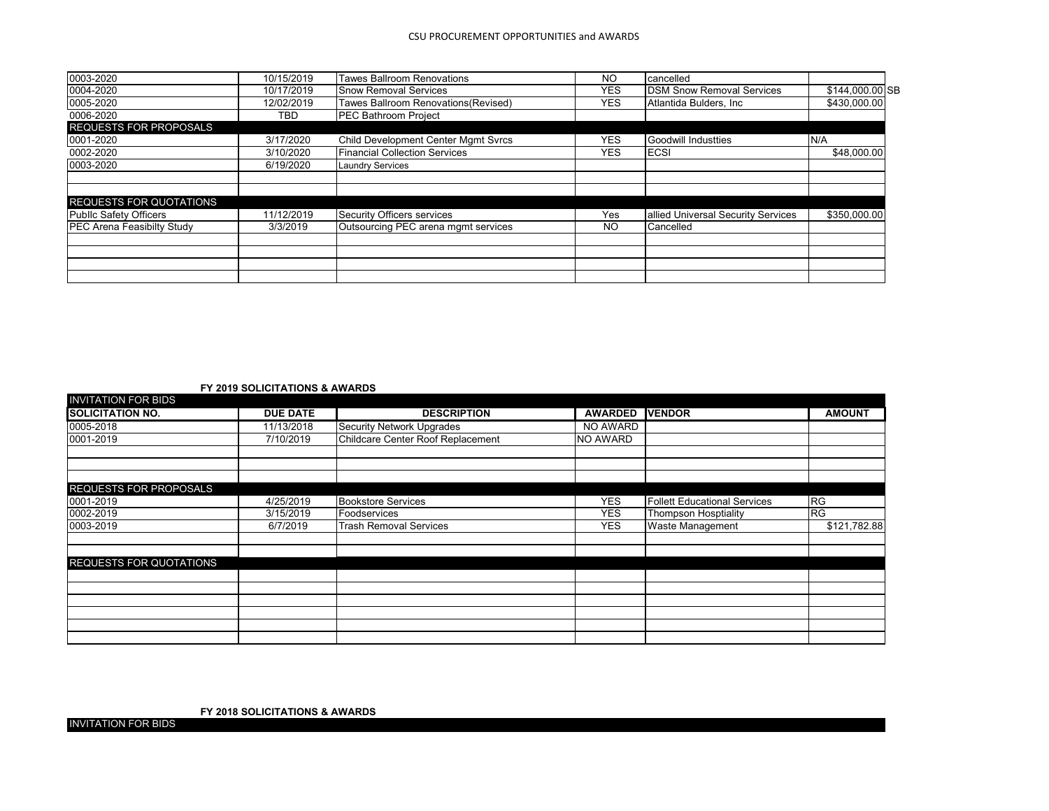| | | | | | |
|---|---|---|---|---|---|
| 0003-2020 | 10/15/2019 | Tawes Ballroom Renovations | NO | cancelled | |
| 0004-2020 | 10/17/2019 | Snow Removal Services | YES | DSM Snow Removal Services | $144,000.00 SB |
| 0005-2020 | 12/02/2019 | Tawes Ballroom Renovations(Revised) | YES | Atlantida Bulders, Inc | $430,000.00 |
| 0006-2020 | TBD | PEC Bathroom Project | | | |
| REQUESTS FOR PROPOSALS | | | | | |
| 0001-2020 | 3/17/2020 | Child Development Center Mgmt Svrcs | YES | Goodwill Industties | N/A |
| 0002-2020 | 3/10/2020 | Financial Collection Services | YES | ECSI | $48,000.00 |
| 0003-2020 | 6/19/2020 | Laundry Services | | | |
| | | | | | |
| | | | | | |
| REQUESTS FOR QUOTATIONS | | | | | |
| Publlc Safety Officers | 11/12/2019 | Security Officers services | Yes | allied Universal Security Services | $350,000.00 |
| PEC Arena Feasibilty Study | 3/3/2019 | Outsourcing PEC arena mgmt services | NO | Cancelled | |
| | | | | | |
| | | | | | |
| | | | | | |
| | | | | | |

**FY 2019 SOLICITATIONS & AWARDS**

| INVITATION FOR BIDS | | | | | |
|---|---|---|---|---|---|
| **SOLICITATION NO.** | **DUE DATE** | **DESCRIPTION** | **AWARDED** | **VENDOR** | **AMOUNT** |
| 0005-2018 | 11/13/2018 | Security Network Upgrades | NO AWARD | | |
| 0001-2019 | 7/10/2019 | Childcare Center Roof Replacement | NO AWARD | | |
| | | | | | |
| | | | | | |
| | | | | | |
| REQUESTS FOR PROPOSALS | | | | | |
| 0001-2019 | 4/25/2019 | Bookstore Services | YES | Follett Educational Services | RG |
| 0002-2019 | 3/15/2019 | Foodservices | YES | Thompson Hosptiality | RG |
| 0003-2019 | 6/7/2019 | Trash Removal Services | YES | Waste Management | $121,782.88 |
| | | | | | |
| | | | | | |
| REQUESTS FOR QUOTATIONS | | | | | |
| | | | | | |
| | | | | | |
| | | | | | |
| | | | | | |
| | | | | | |
| | | | | | |

**FY 2018 SOLICITATIONS & AWARDS**

| INVITATION FOR BIDS |
|---|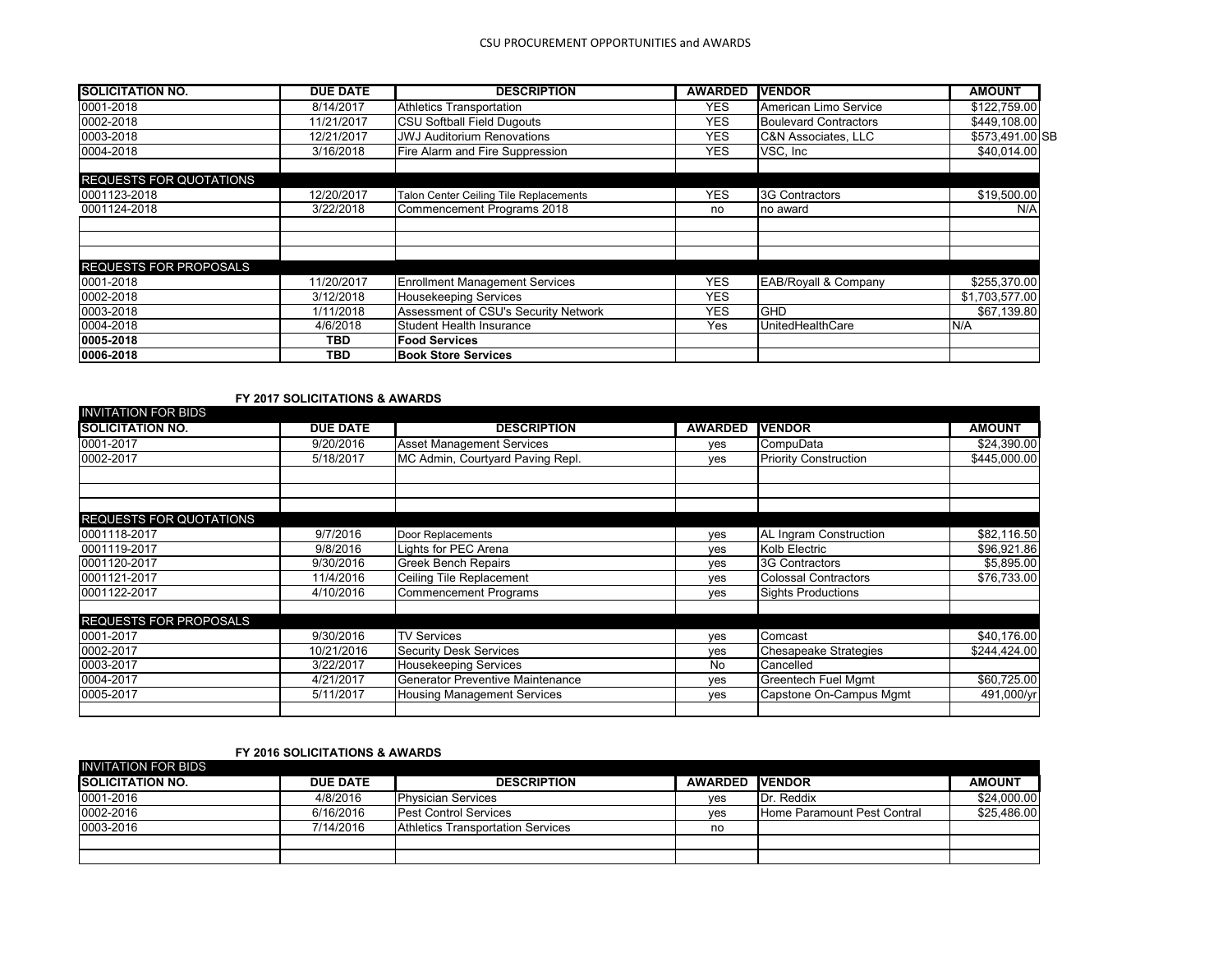# CSU PROCUREMENT OPPORTUNITIES and AWARDS

| SOLICITATION NO. | DUE DATE | DESCRIPTION | AWARDED | VENDOR | AMOUNT |
|---|---|---|---|---|---|
| 0001-2018 | 8/14/2017 | Athletics Transportation | YES | American Limo Service | $122,759.00 |
| 0002-2018 | 11/21/2017 | CSU Softball Field Dugouts | YES | Boulevard Contractors | $449,108.00 |
| 0003-2018 | 12/21/2017 | JWJ Auditorium Renovations | YES | C&N Associates, LLC | $573,491.00 SB |
| 0004-2018 | 3/16/2018 | Fire Alarm and Fire Suppression | YES | VSC, Inc | $40,014.00 |
| | | | | | |
| **REQUESTS FOR QUOTATIONS** | | | | | |
| 0001123-2018 | 12/20/2017 | Talon Center Ceiling Tile Replacements | YES | 3G Contractors | $19,500.00 |
| 0001124-2018 | 3/22/2018 | Commencement Programs 2018 | no | no award | N/A |
| | | | | | |
| | | | | | |
| | | | | | |
| **REQUESTS FOR PROPOSALS** | | | | | |
| 0001-2018 | 11/20/2017 | Enrollment Management Services | YES | EAB/Royall & Company | $255,370.00 |
| 0002-2018 | 3/12/2018 | Housekeeping Services | YES | | $1,703,577.00 |
| 0003-2018 | 1/11/2018 | Assessment of CSU's Security Network | YES | GHD | $67,139.80 |
| 0004-2018 | 4/6/2018 | Student Health Insurance | Yes | UnitedHealthCare | N/A |
| **0005-2018** | **TBD** | **Food Services** | | | |
| **0006-2018** | **TBD** | **Book Store Services** | | | |

**FY 2017 SOLICITATIONS & AWARDS**

| INVITATION FOR BIDS | | | | | |
|---|---|---|---|---|---|
| **SOLICITATION NO.** | **DUE DATE** | **DESCRIPTION** | **AWARDED** | **VENDOR** | **AMOUNT** |
| 0001-2017 | 9/20/2016 | Asset Management Services | yes | CompuData | $24,390.00 |
| 0002-2017 | 5/18/2017 | MC Admin, Courtyard Paving Repl. | yes | Priority Construction | $445,000.00 |
| | | | | | |
| | | | | | |
| | | | | | |
| **REQUESTS FOR QUOTATIONS** | | | | | |
| 0001118-2017 | 9/7/2016 | Door Replacements | yes | AL Ingram Construction | $82,116.50 |
| 0001119-2017 | 9/8/2016 | Lights for PEC Arena | yes | Kolb Electric | $96,921.86 |
| 0001120-2017 | 9/30/2016 | Greek Bench Repairs | yes | 3G Contractors | $5,895.00 |
| 0001121-2017 | 11/4/2016 | Ceiling Tile Replacement | yes | Colossal Contractors | $76,733.00 |
| 0001122-2017 | 4/10/2016 | Commencement Programs | yes | Sights Productions | |
| | | | | | |
| **REQUESTS FOR PROPOSALS** | | | | | |
| 0001-2017 | 9/30/2016 | TV Services | yes | Comcast | $40,176.00 |
| 0002-2017 | 10/21/2016 | Security Desk Services | yes | Chesapeake Strategies | $244,424.00 |
| 0003-2017 | 3/22/2017 | Housekeeping Services | No | Cancelled | |
| 0004-2017 | 4/21/2017 | Generator Preventive Maintenance | yes | Greentech Fuel Mgmt | $60,725.00 |
| 0005-2017 | 5/11/2017 | Housing Management Services | yes | Capstone On-Campus Mgmt | 491,000/yr |
| | | | | | |

**FY 2016 SOLICITATIONS & AWARDS**

| INVITATION FOR BIDS | | | | | |
|---|---|---|---|---|---|
| **SOLICITATION NO.** | **DUE DATE** | **DESCRIPTION** | **AWARDED** | **VENDOR** | **AMOUNT** |
| 0001-2016 | 4/8/2016 | Physician Services | yes | Dr. Reddix | $24,000.00 |
| 0002-2016 | 6/16/2016 | Pest Control Services | yes | Home Paramount Pest Contral | $25,486.00 |
| 0003-2016 | 7/14/2016 | Athletics Transportation Services | no | | |
| | | | | | |
| | | | | | |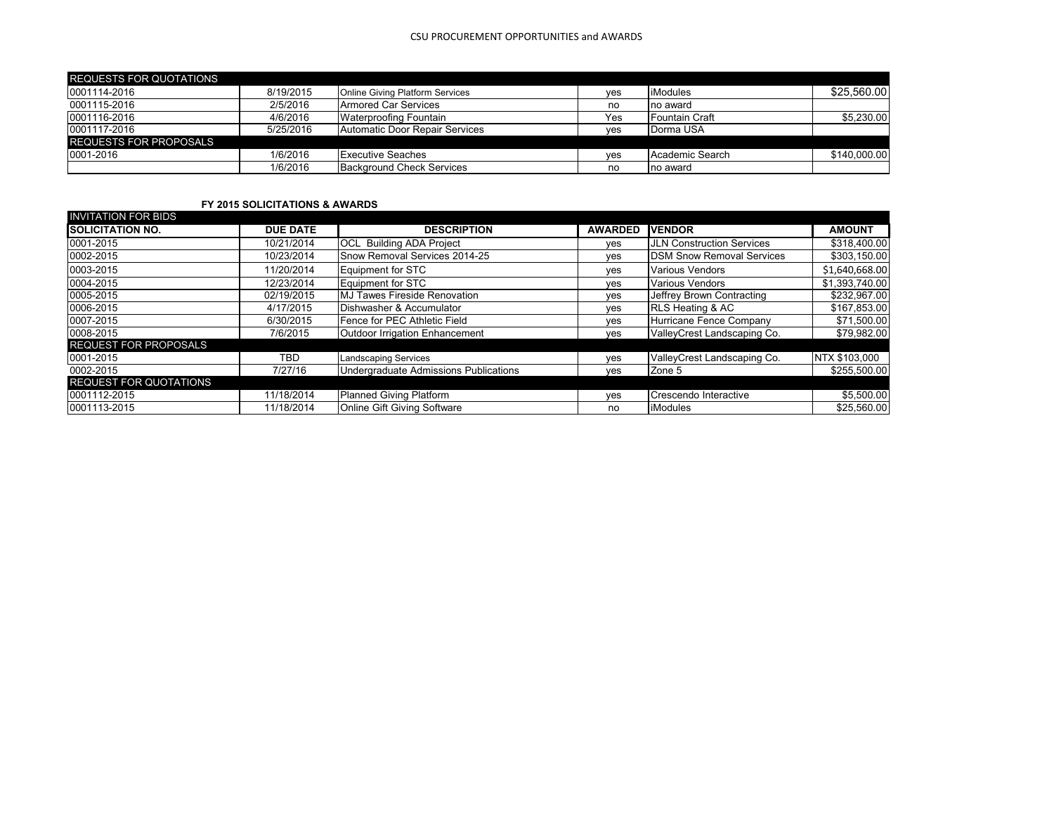| REQUESTS FOR QUOTATIONS | | | | | |
|---|---|---|---|---|---|
| 0001114-2016 | 8/19/2015 | Online Giving Platform Services | yes | iModules | $25,560.00 |
| 0001115-2016 | 2/5/2016 | Armored Car Services | no | no award | |
| 0001116-2016 | 4/6/2016 | Waterproofing Fountain | Yes | Fountain Craft | $5,230.00 |
| 0001117-2016 | 5/25/2016 | Automatic Door Repair Services | yes | Dorma USA | |
| **REQUESTS FOR PROPOSALS** | | | | | |
| 0001-2016 | 1/6/2016 | Executive Seaches | yes | Academic Search | $140,000.00 |
| | 1/6/2016 | Background Check Services | no | no award | |

**FY 2015 SOLICITATIONS & AWARDS**

| INVITATION FOR BIDS | | | | | |
|---|---|---|---|---|---|
| **SOLICITATION NO.** | **DUE DATE** | **DESCRIPTION** | **AWARDED** | **VENDOR** | **AMOUNT** |
| 0001-2015 | 10/21/2014 | OCL Building ADA Project | yes | JLN Construction Services | $318,400.00 |
| 0002-2015 | 10/23/2014 | Snow Removal Services 2014-25 | yes | DSM Snow Removal Services | $303,150.00 |
| 0003-2015 | 11/20/2014 | Equipment for STC | yes | Various Vendors | $1,640,668.00 |
| 0004-2015 | 12/23/2014 | Equipment for STC | yes | Various Vendors | $1,393,740.00 |
| 0005-2015 | 02/19/2015 | MJ Tawes Fireside Renovation | yes | Jeffrey Brown Contracting | $232,967.00 |
| 0006-2015 | 4/17/2015 | Dishwasher & Accumulator | yes | RLS Heating & AC | $167,853.00 |
| 0007-2015 | 6/30/2015 | Fence for PEC Athletic Field | yes | Hurricane Fence Company | $71,500.00 |
| 0008-2015 | 7/6/2015 | Outdoor Irrigation Enhancement | yes | ValleyCrest Landscaping Co. | $79,982.00 |
| **REQUEST FOR PROPOSALS** | | | | | |
| 0001-2015 | TBD | Landscaping Services | yes | ValleyCrest Landscaping Co. | NTX $103,000 |
| 0002-2015 | 7/27/16 | Undergraduate Admissions Publications | yes | Zone 5 | $255,500.00 |
| **REQUEST FOR QUOTATIONS** | | | | | |
| 0001112-2015 | 11/18/2014 | Planned Giving Platform | yes | Crescendo Interactive | $5,500.00 |
| 0001113-2015 | 11/18/2014 | Online Gift Giving Software | no | iModules | $25,560.00 |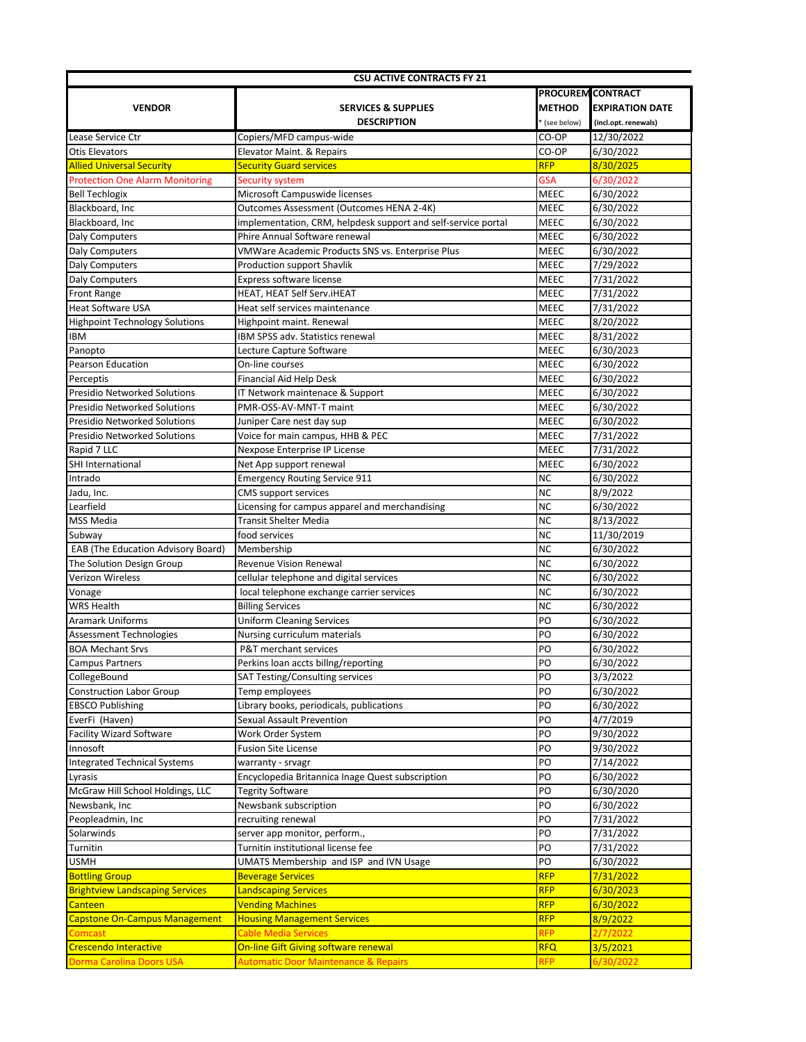| CSU ACTIVE CONTRACTS FY 21 | | | |
|---|---|---|---|
| VENDOR | SERVICES & SUPPLIES DESCRIPTION | PROCUREM METHOD * (see below) | CONTRACT EXPIRATION DATE (incl.opt. renewals) |
| Lease Service Ctr | Copiers/MFD campus-wide | CO-OP | 12/30/2022 |
| Otis Elevators | Elevator Maint. & Repairs | CO-OP | 6/30/2022 |
| Allied Universal Security | Security Guard services | RFP | 8/30/2025 |
| Protection One Alarm Monitoring | Security system | GSA | 6/30/2022 |
| Bell Techlogix | Microsoft Campuswide licenses | MEEC | 6/30/2022 |
| Blackboard, Inc | Outcomes Assessment (Outcomes HENA 2-4K) | MEEC | 6/30/2022 |
| Blackboard, Inc | implementation, CRM, helpdesk support and self-service portal | MEEC | 6/30/2022 |
| Daly Computers | Phire Annual Software renewal | MEEC | 6/30/2022 |
| Daly Computers | VMWare Academic Products SNS vs. Enterprise Plus | MEEC | 6/30/2022 |
| Daly Computers | Production support Shavlik | MEEC | 7/29/2022 |
| Daly Computers | Express software license | MEEC | 7/31/2022 |
| Front Range | HEAT, HEAT Self Serv.iHEAT | MEEC | 7/31/2022 |
| Heat Software USA | Heat self services maintenance | MEEC | 7/31/2022 |
| Highpoint Technology Solutions | Highpoint maint. Renewal | MEEC | 8/20/2022 |
| IBM | IBM SPSS adv. Statistics renewal | MEEC | 8/31/2022 |
| Panopto | Lecture Capture Software | MEEC | 6/30/2023 |
| Pearson Education | On-line courses | MEEC | 6/30/2022 |
| Perceptis | Financial Aid Help Desk | MEEC | 6/30/2022 |
| Presidio Networked Solutions | IT Network maintenace & Support | MEEC | 6/30/2022 |
| Presidio Networked Solutions | PMR-OSS-AV-MNT-T maint | MEEC | 6/30/2022 |
| Presidio Networked Solutions | Juniper Care nest day sup | MEEC | 6/30/2022 |
| Presidio Networked Solutions | Voice for main campus, HHB & PEC | MEEC | 7/31/2022 |
| Rapid 7 LLC | Nexpose Enterprise IP License | MEEC | 7/31/2022 |
| SHI International | Net App support renewal | MEEC | 6/30/2022 |
| Intrado | Emergency Routing Service 911 | NC | 6/30/2022 |
| Jadu, Inc. | CMS support services | NC | 8/9/2022 |
| Learfield | Licensing for campus apparel and merchandising | NC | 6/30/2022 |
| MSS Media | Transit Shelter Media | NC | 8/13/2022 |
| Subway | food services | NC | 11/30/2019 |
| EAB (The Education Advisory Board) | Membership | NC | 6/30/2022 |
| The Solution Design Group | Revenue Vision Renewal | NC | 6/30/2022 |
| Verizon Wireless | cellular telephone and digital services | NC | 6/30/2022 |
| Vonage | local telephone exchange carrier services | NC | 6/30/2022 |
| WRS Health | Billing Services | NC | 6/30/2022 |
| Aramark Uniforms | Uniform Cleaning Services | PO | 6/30/2022 |
| Assessment Technologies | Nursing curriculum materials | PO | 6/30/2022 |
| BOA Mechant Srvs | P&T merchant services | PO | 6/30/2022 |
| Campus Partners | Perkins loan accts billng/reporting | PO | 6/30/2022 |
| CollegeBound | SAT Testing/Consulting services | PO | 3/3/2022 |
| Construction Labor Group | Temp employees | PO | 6/30/2022 |
| EBSCO Publishing | Library books, periodicals, publications | PO | 6/30/2022 |
| EverFi (Haven) | Sexual Assault Prevention | PO | 4/7/2019 |
| Facility Wizard Software | Work Order System | PO | 9/30/2022 |
| Innosoft | Fusion Site License | PO | 9/30/2022 |
| Integrated Technical Systems | warranty - srvagr | PO | 7/14/2022 |
| Lyrasis | Encyclopedia Britannica Inage Quest subscription | PO | 6/30/2022 |
| McGraw Hill School Holdings, LLC | Tegrity Software | PO | 6/30/2020 |
| Newsbank, Inc | Newsbank subscription | PO | 6/30/2022 |
| Peopleadmin, Inc | recruiting renewal | PO | 7/31/2022 |
| Solarwinds | server app monitor, perform., | PO | 7/31/2022 |
| Turnitin | Turnitin institutional license fee | PO | 7/31/2022 |
| USMH | UMATS Membership and ISP and IVN Usage | PO | 6/30/2022 |
| Bottling Group | Beverage Services | RFP | 7/31/2022 |
| Brightview Landscaping Services | Landscaping Services | RFP | 6/30/2023 |
| Canteen | Vending Machines | RFP | 6/30/2022 |
| Capstone On-Campus Management | Housing Management Services | RFP | 8/9/2022 |
| Comcast | Cable Media Services | RFP | 2/7/2022 |
| Crescendo Interactive | On-line Gift Giving software renewal | RFQ | 3/5/2021 |
| Dorma Carolina Doors USA | Automatic Door Maintenance & Repairs | RFP | 6/30/2022 |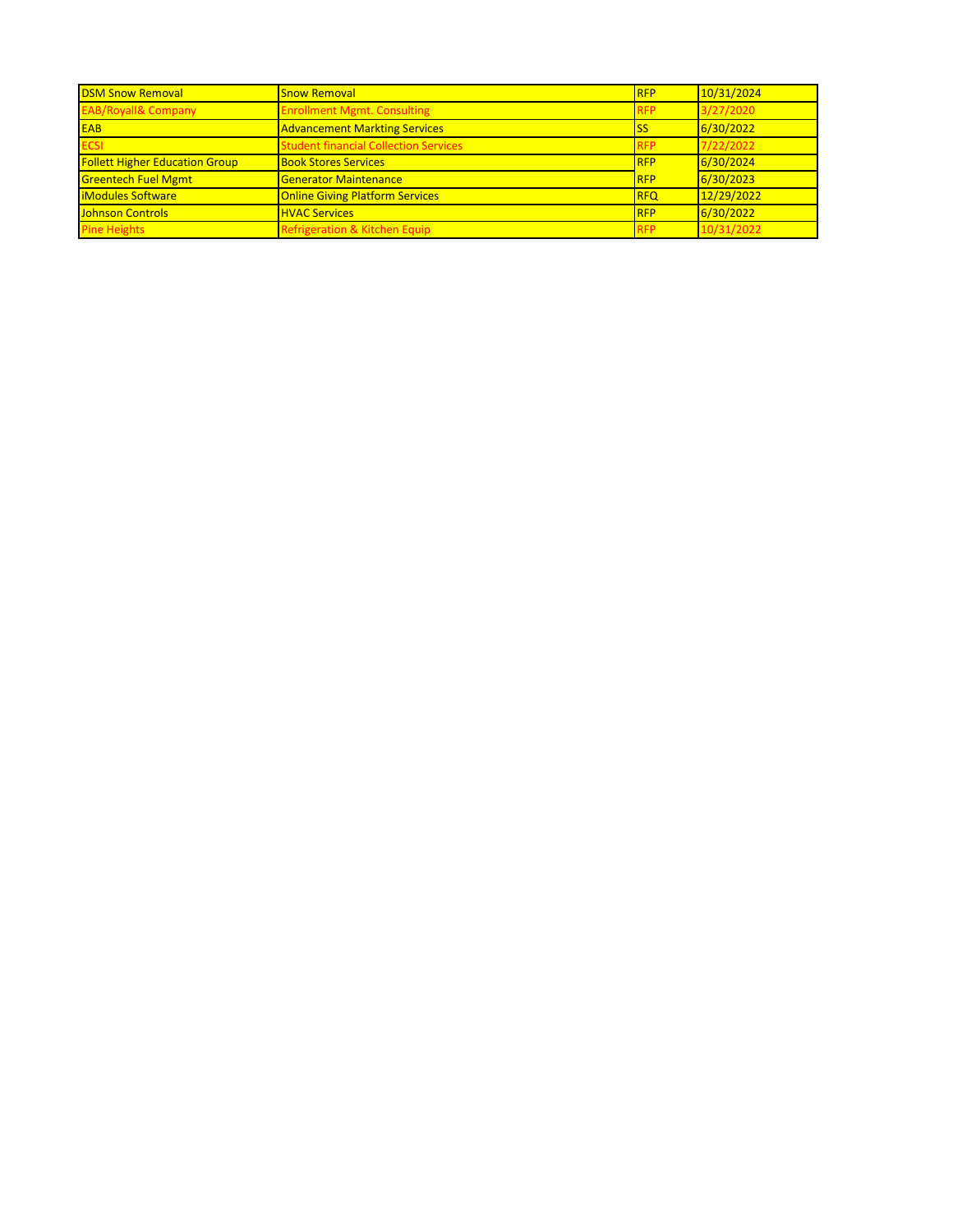| | | | |
|---|---|---|---|
| DSM Snow Removal | Snow Removal | RFP | 10/31/2024 |
| EAB/Royall& Company | Enrollment Mgmt. Consulting | RFP | 3/27/2020 |
| EAB | Advancement Markting Services | SS | 6/30/2022 |
| ECSI | Student financial Collection Services | RFP | 7/22/2022 |
| Follett Higher Education Group | Book Stores Services | RFP | 6/30/2024 |
| Greentech Fuel Mgmt | Generator Maintenance | RFP | 6/30/2023 |
| iModules Software | Online Giving Platform Services | RFQ | 12/29/2022 |
| Johnson Controls | HVAC Services | RFP | 6/30/2022 |
| Pine Heights | Refrigeration & Kitchen Equip | RFP | 10/31/2022 |